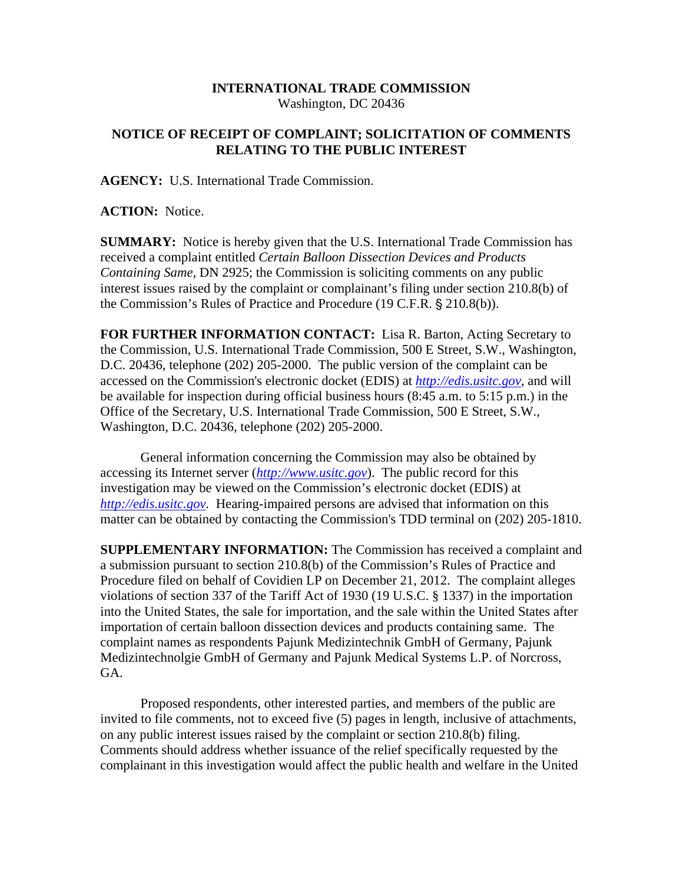**INTERNATIONAL TRADE COMMISSION**
Washington, DC 20436

**NOTICE OF RECEIPT OF COMPLAINT; SOLICITATION OF COMMENTS RELATING TO THE PUBLIC INTEREST**

**AGENCY:** U.S. International Trade Commission.

**ACTION:** Notice.

**SUMMARY:** Notice is hereby given that the U.S. International Trade Commission has received a complaint entitled *Certain Balloon Dissection Devices and Products Containing Same*, DN 2925; the Commission is soliciting comments on any public interest issues raised by the complaint or complainant's filing under section 210.8(b) of the Commission's Rules of Practice and Procedure (19 C.F.R. § 210.8(b)).

**FOR FURTHER INFORMATION CONTACT:** Lisa R. Barton, Acting Secretary to the Commission, U.S. International Trade Commission, 500 E Street, S.W., Washington, D.C. 20436, telephone (202) 205-2000. The public version of the complaint can be accessed on the Commission's electronic docket (EDIS) at *http://edis.usitc.gov*, and will be available for inspection during official business hours (8:45 a.m. to 5:15 p.m.) in the Office of the Secretary, U.S. International Trade Commission, 500 E Street, S.W., Washington, D.C. 20436, telephone (202) 205-2000.

General information concerning the Commission may also be obtained by accessing its Internet server (*http://www.usitc.gov*). The public record for this investigation may be viewed on the Commission's electronic docket (EDIS) at *http://edis.usitc.gov.* Hearing-impaired persons are advised that information on this matter can be obtained by contacting the Commission's TDD terminal on (202) 205-1810.

**SUPPLEMENTARY INFORMATION:** The Commission has received a complaint and a submission pursuant to section 210.8(b) of the Commission's Rules of Practice and Procedure filed on behalf of Covidien LP on December 21, 2012. The complaint alleges violations of section 337 of the Tariff Act of 1930 (19 U.S.C. § 1337) in the importation into the United States, the sale for importation, and the sale within the United States after importation of certain balloon dissection devices and products containing same. The complaint names as respondents Pajunk Medizintechnik GmbH of Germany, Pajunk Medizintechnolgie GmbH of Germany and Pajunk Medical Systems L.P. of Norcross, GA.

Proposed respondents, other interested parties, and members of the public are invited to file comments, not to exceed five (5) pages in length, inclusive of attachments, on any public interest issues raised by the complaint or section 210.8(b) filing. Comments should address whether issuance of the relief specifically requested by the complainant in this investigation would affect the public health and welfare in the United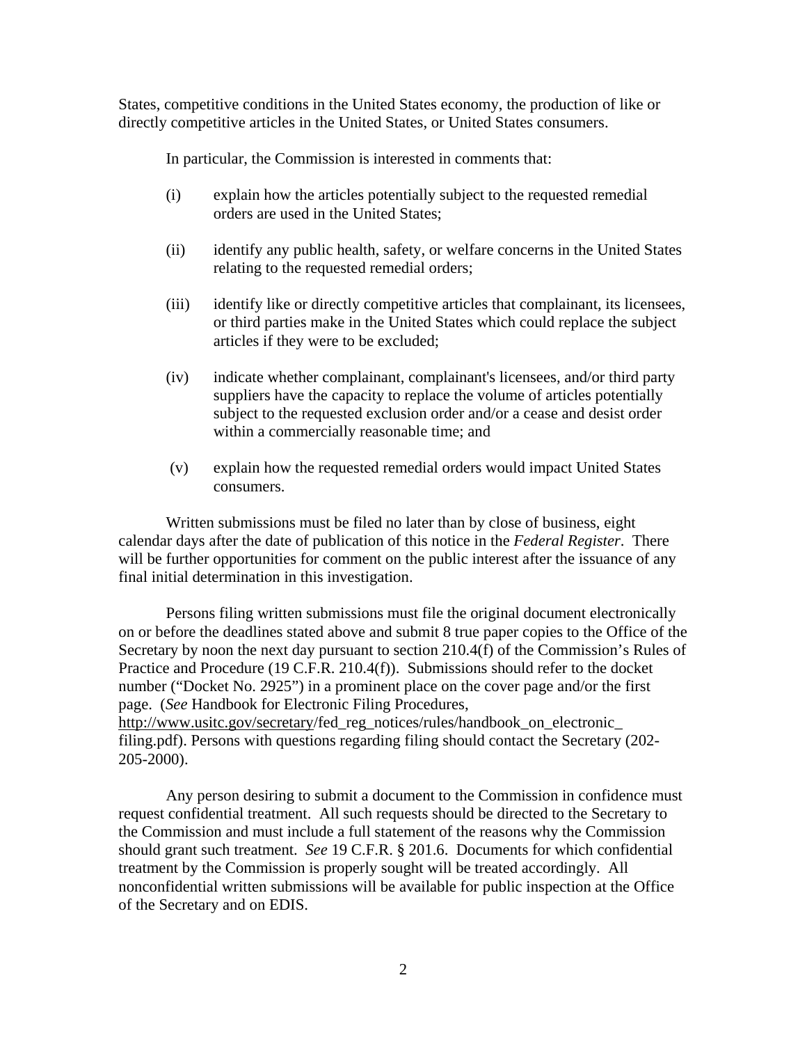States, competitive conditions in the United States economy, the production of like or directly competitive articles in the United States, or United States consumers.

In particular, the Commission is interested in comments that:

(i) explain how the articles potentially subject to the requested remedial orders are used in the United States;

(ii) identify any public health, safety, or welfare concerns in the United States relating to the requested remedial orders;

(iii) identify like or directly competitive articles that complainant, its licensees, or third parties make in the United States which could replace the subject articles if they were to be excluded;

(iv) indicate whether complainant, complainant's licensees, and/or third party suppliers have the capacity to replace the volume of articles potentially subject to the requested exclusion order and/or a cease and desist order within a commercially reasonable time; and

(v) explain how the requested remedial orders would impact United States consumers.

Written submissions must be filed no later than by close of business, eight calendar days after the date of publication of this notice in the *Federal Register*. There will be further opportunities for comment on the public interest after the issuance of any final initial determination in this investigation.

Persons filing written submissions must file the original document electronically on or before the deadlines stated above and submit 8 true paper copies to the Office of the Secretary by noon the next day pursuant to section 210.4(f) of the Commission's Rules of Practice and Procedure (19 C.F.R. 210.4(f)). Submissions should refer to the docket number ("Docket No. 2925") in a prominent place on the cover page and/or the first page. (*See* Handbook for Electronic Filing Procedures, http://www.usitc.gov/secretary/fed_reg_notices/rules/handbook_on_electronic_filing.pdf). Persons with questions regarding filing should contact the Secretary (202-205-2000).

Any person desiring to submit a document to the Commission in confidence must request confidential treatment. All such requests should be directed to the Secretary to the Commission and must include a full statement of the reasons why the Commission should grant such treatment. *See* 19 C.F.R. § 201.6. Documents for which confidential treatment by the Commission is properly sought will be treated accordingly. All nonconfidential written submissions will be available for public inspection at the Office of the Secretary and on EDIS.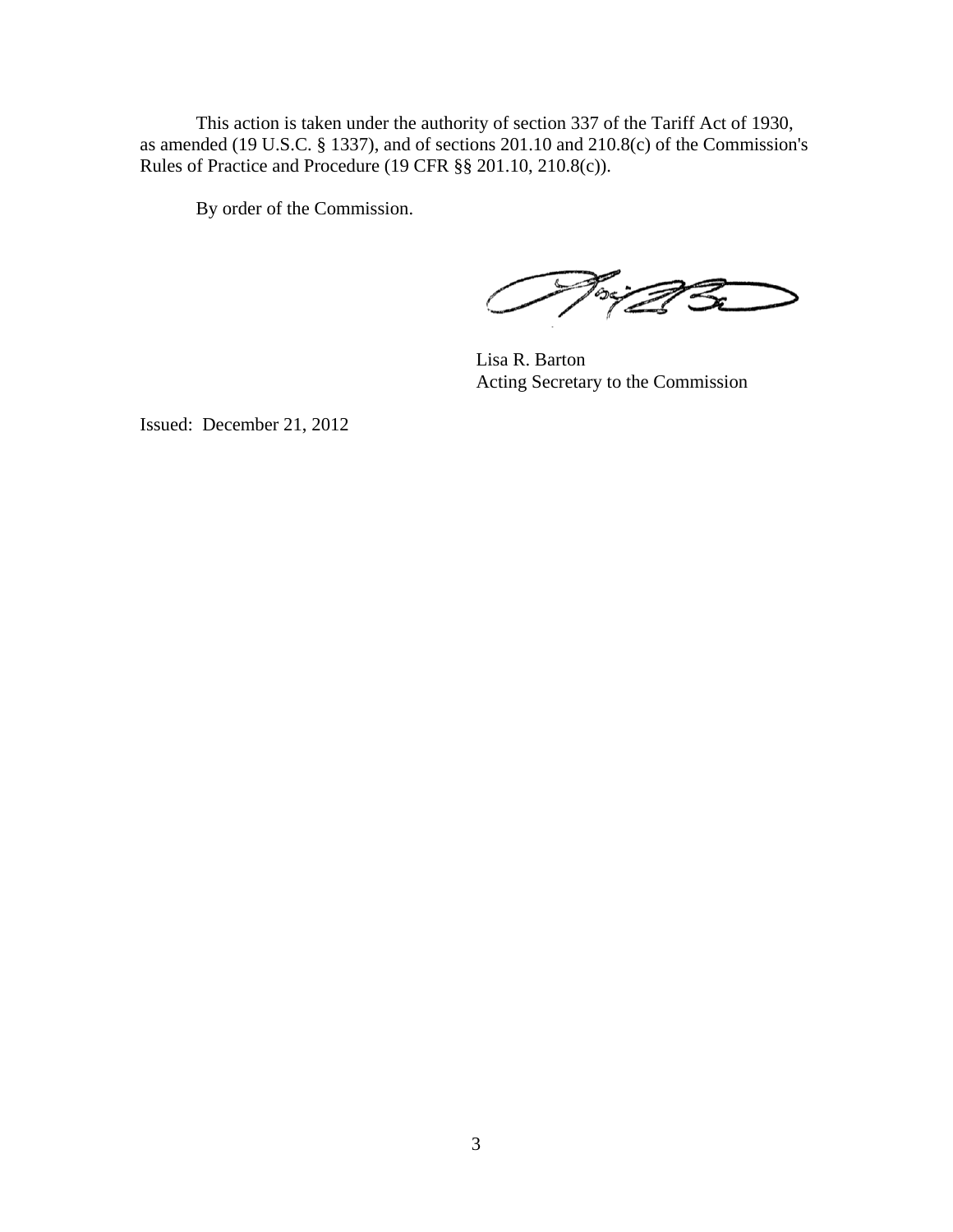This action is taken under the authority of section 337 of the Tariff Act of 1930, as amended (19 U.S.C. § 1337), and of sections 201.10 and 210.8(c) of the Commission's Rules of Practice and Procedure (19 CFR §§ 201.10, 210.8(c)).

By order of the Commission.

Lisa R. Barton
Acting Secretary to the Commission

Issued: December 21, 2012